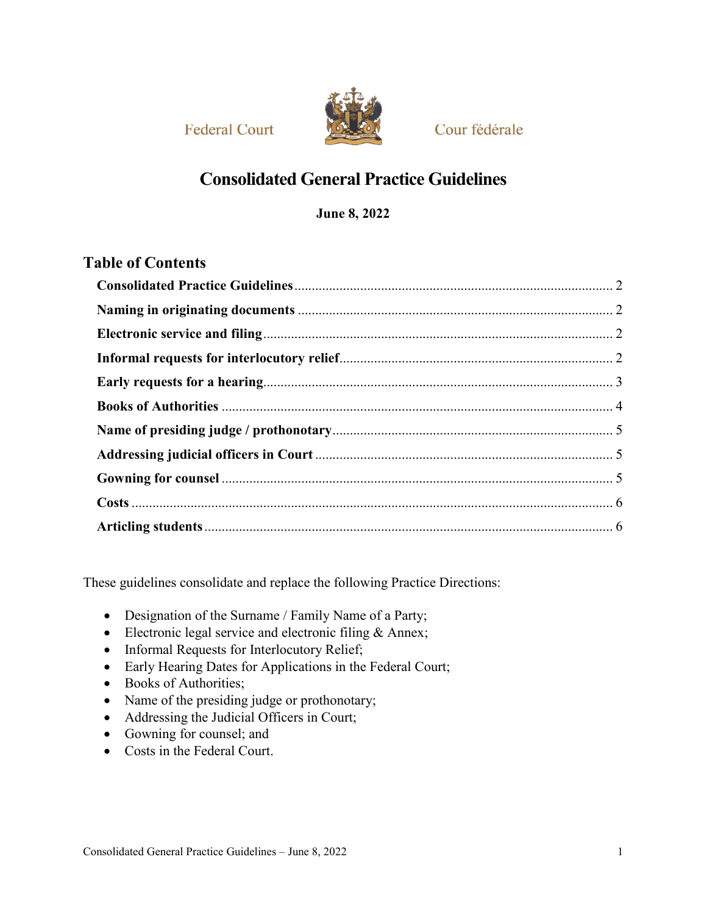Federal Court Cour fédérale

# Consolidated General Practice Guidelines

**June 8, 2022**

## Table of Contents

**Consolidated Practice Guidelines** .......... 2
**Naming in originating documents** .......... 2
**Electronic service and filing** .......... 2
**Informal requests for interlocutory relief** .......... 2
**Early requests for a hearing** .......... 3
**Books of Authorities** .......... 4
**Name of presiding judge / prothonotary** .......... 5
**Addressing judicial officers in Court** .......... 5
**Gowning for counsel** .......... 5
**Costs** .......... 6
**Articling students** .......... 6

These guidelines consolidate and replace the following Practice Directions:

- Designation of the Surname / Family Name of a Party;
- Electronic legal service and electronic filing & Annex;
- Informal Requests for Interlocutory Relief;
- Early Hearing Dates for Applications in the Federal Court;
- Books of Authorities;
- Name of the presiding judge or prothonotary;
- Addressing the Judicial Officers in Court;
- Gowning for counsel; and
- Costs in the Federal Court.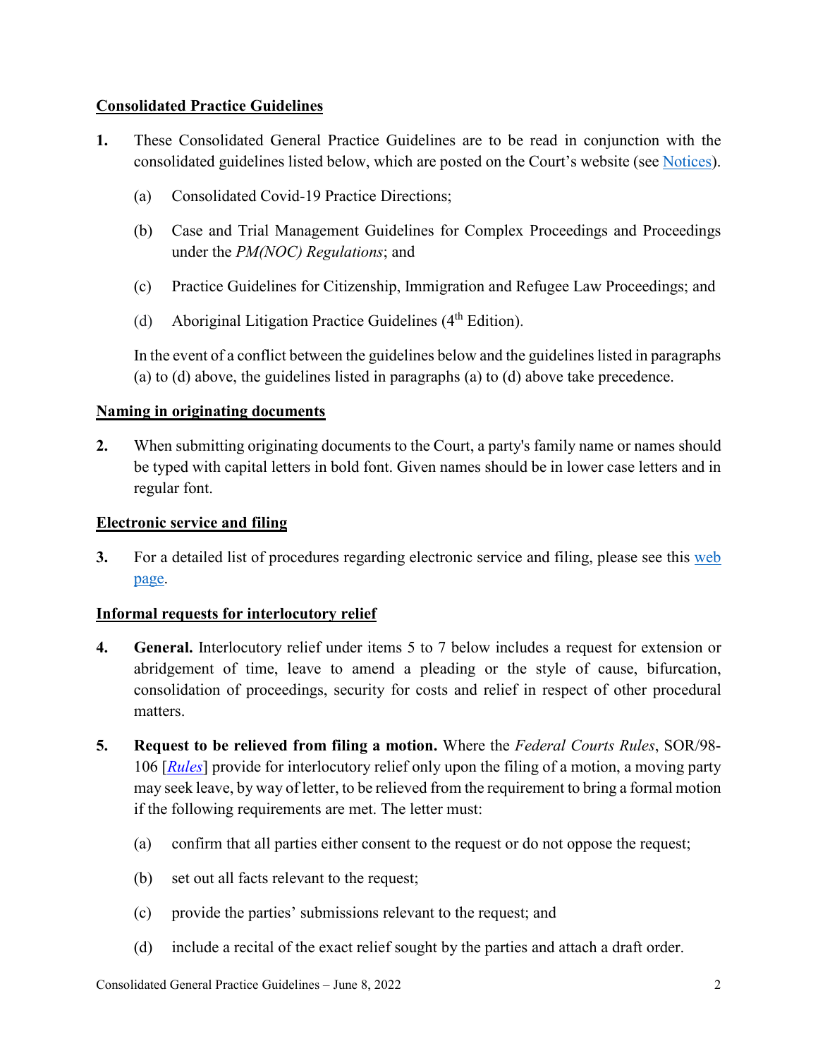## Consolidated Practice Guidelines

**1.** These Consolidated General Practice Guidelines are to be read in conjunction with the consolidated guidelines listed below, which are posted on the Court's website (see Notices).

(a) Consolidated Covid-19 Practice Directions;

(b) Case and Trial Management Guidelines for Complex Proceedings and Proceedings under the *PM(NOC) Regulations*; and

(c) Practice Guidelines for Citizenship, Immigration and Refugee Law Proceedings; and

(d) Aboriginal Litigation Practice Guidelines (4th Edition).

In the event of a conflict between the guidelines below and the guidelines listed in paragraphs (a) to (d) above, the guidelines listed in paragraphs (a) to (d) above take precedence.

## Naming in originating documents

**2.** When submitting originating documents to the Court, a party's family name or names should be typed with capital letters in bold font. Given names should be in lower case letters and in regular font.

## Electronic service and filing

**3.** For a detailed list of procedures regarding electronic service and filing, please see this web page.

## Informal requests for interlocutory relief

**4.** **General.** Interlocutory relief under items 5 to 7 below includes a request for extension or abridgement of time, leave to amend a pleading or the style of cause, bifurcation, consolidation of proceedings, security for costs and relief in respect of other procedural matters.

**5.** **Request to be relieved from filing a motion.** Where the *Federal Courts Rules*, SOR/98-106 [*Rules*] provide for interlocutory relief only upon the filing of a motion, a moving party may seek leave, by way of letter, to be relieved from the requirement to bring a formal motion if the following requirements are met. The letter must:

(a) confirm that all parties either consent to the request or do not oppose the request;

(b) set out all facts relevant to the request;

(c) provide the parties' submissions relevant to the request; and

(d) include a recital of the exact relief sought by the parties and attach a draft order.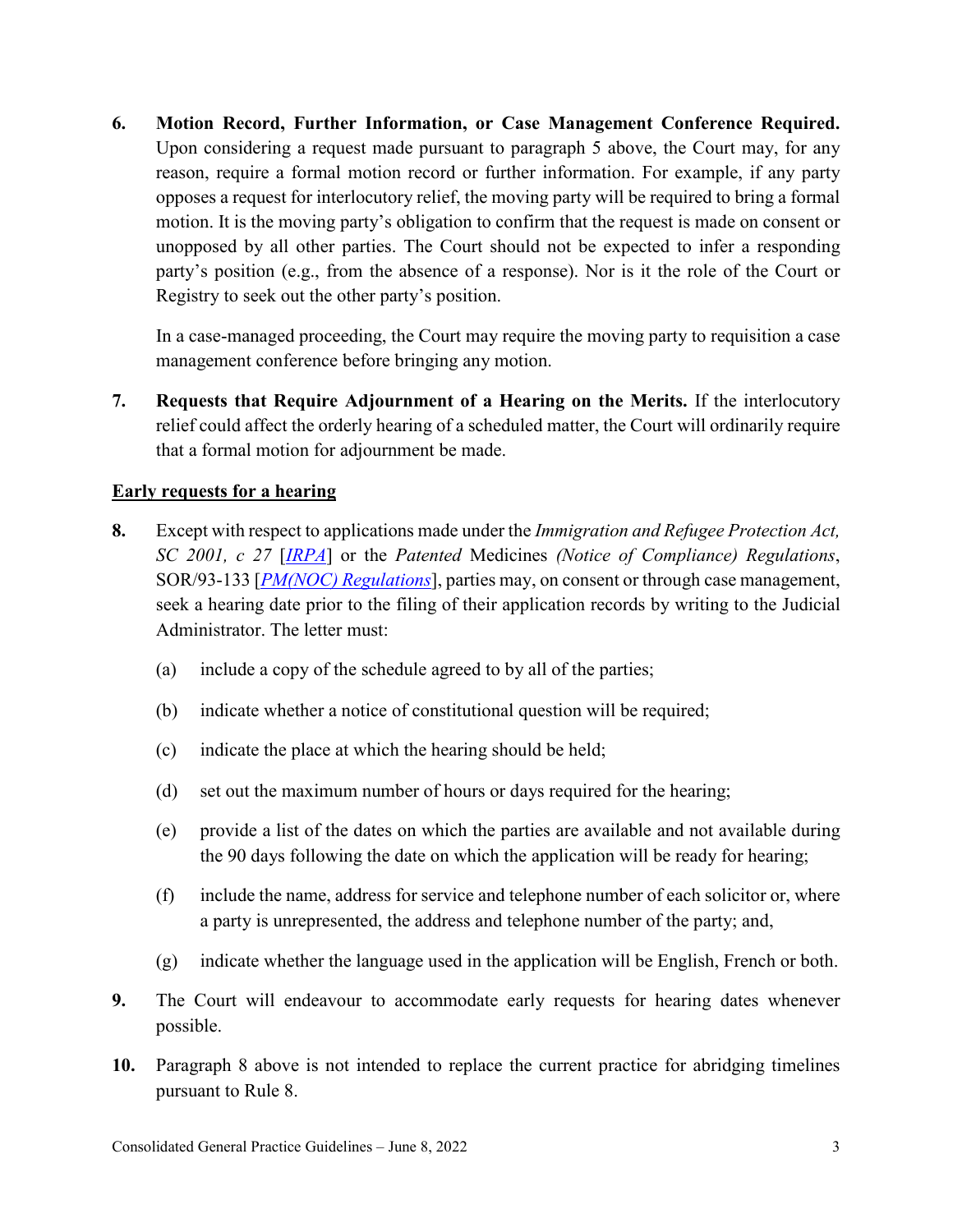**6. Motion Record, Further Information, or Case Management Conference Required.** Upon considering a request made pursuant to paragraph 5 above, the Court may, for any reason, require a formal motion record or further information. For example, if any party opposes a request for interlocutory relief, the moving party will be required to bring a formal motion. It is the moving party's obligation to confirm that the request is made on consent or unopposed by all other parties. The Court should not be expected to infer a responding party's position (e.g., from the absence of a response). Nor is it the role of the Court or Registry to seek out the other party's position.

In a case-managed proceeding, the Court may require the moving party to requisition a case management conference before bringing any motion.

**7. Requests that Require Adjournment of a Hearing on the Merits.** If the interlocutory relief could affect the orderly hearing of a scheduled matter, the Court will ordinarily require that a formal motion for adjournment be made.

**<u>Early requests for a hearing</u>**

**8.** Except with respect to applications made under the *Immigration and Refugee Protection Act, SC 2001, c 27* [*IRPA*] or the *Patented* Medicines *(Notice of Compliance) Regulations*, SOR/93-133 [*PM(NOC) Regulations*], parties may, on consent or through case management, seek a hearing date prior to the filing of their application records by writing to the Judicial Administrator. The letter must:

(a) include a copy of the schedule agreed to by all of the parties;

(b) indicate whether a notice of constitutional question will be required;

(c) indicate the place at which the hearing should be held;

(d) set out the maximum number of hours or days required for the hearing;

(e) provide a list of the dates on which the parties are available and not available during the 90 days following the date on which the application will be ready for hearing;

(f) include the name, address for service and telephone number of each solicitor or, where a party is unrepresented, the address and telephone number of the party; and,

(g) indicate whether the language used in the application will be English, French or both.

**9.** The Court will endeavour to accommodate early requests for hearing dates whenever possible.

**10.** Paragraph 8 above is not intended to replace the current practice for abridging timelines pursuant to Rule 8.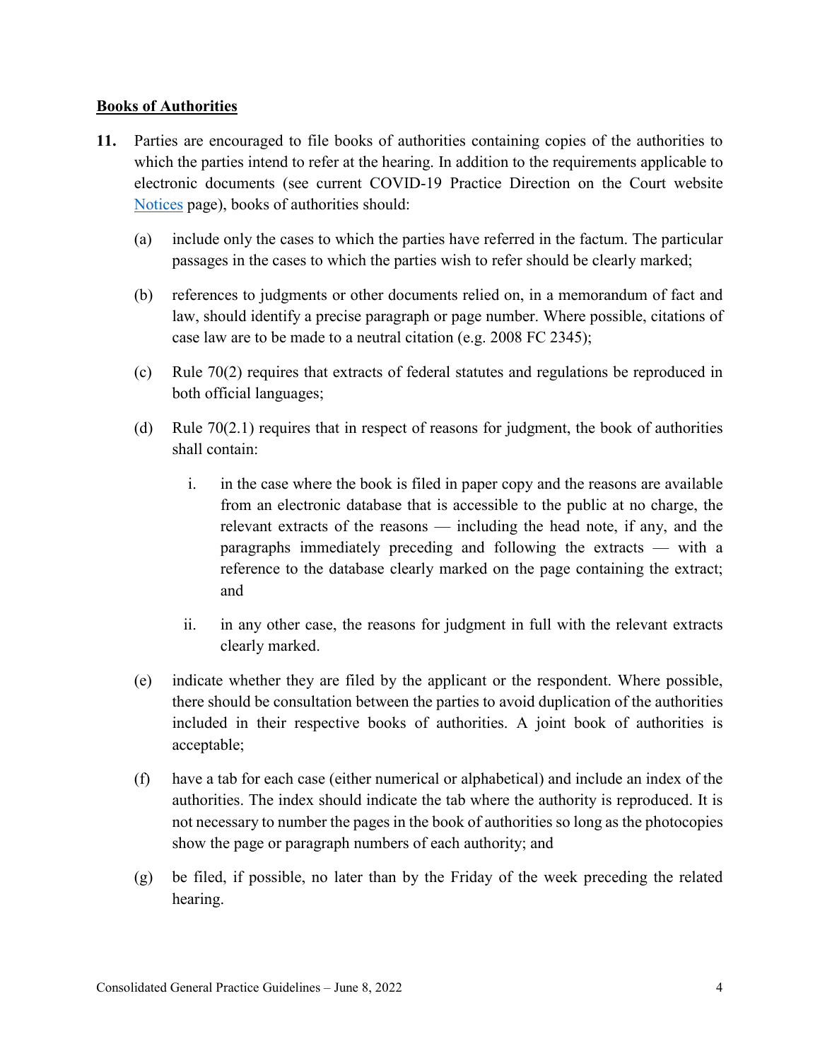**Books of Authorities**

**11.** Parties are encouraged to file books of authorities containing copies of the authorities to which the parties intend to refer at the hearing. In addition to the requirements applicable to electronic documents (see current COVID-19 Practice Direction on the Court website [Notices] page), books of authorities should:

(a) include only the cases to which the parties have referred in the factum. The particular passages in the cases to which the parties wish to refer should be clearly marked;

(b) references to judgments or other documents relied on, in a memorandum of fact and law, should identify a precise paragraph or page number. Where possible, citations of case law are to be made to a neutral citation (e.g. 2008 FC 2345);

(c) Rule 70(2) requires that extracts of federal statutes and regulations be reproduced in both official languages;

(d) Rule 70(2.1) requires that in respect of reasons for judgment, the book of authorities shall contain:

  i. in the case where the book is filed in paper copy and the reasons are available from an electronic database that is accessible to the public at no charge, the relevant extracts of the reasons — including the head note, if any, and the paragraphs immediately preceding and following the extracts — with a reference to the database clearly marked on the page containing the extract; and

  ii. in any other case, the reasons for judgment in full with the relevant extracts clearly marked.

(e) indicate whether they are filed by the applicant or the respondent. Where possible, there should be consultation between the parties to avoid duplication of the authorities included in their respective books of authorities. A joint book of authorities is acceptable;

(f) have a tab for each case (either numerical or alphabetical) and include an index of the authorities. The index should indicate the tab where the authority is reproduced. It is not necessary to number the pages in the book of authorities so long as the photocopies show the page or paragraph numbers of each authority; and

(g) be filed, if possible, no later than by the Friday of the week preceding the related hearing.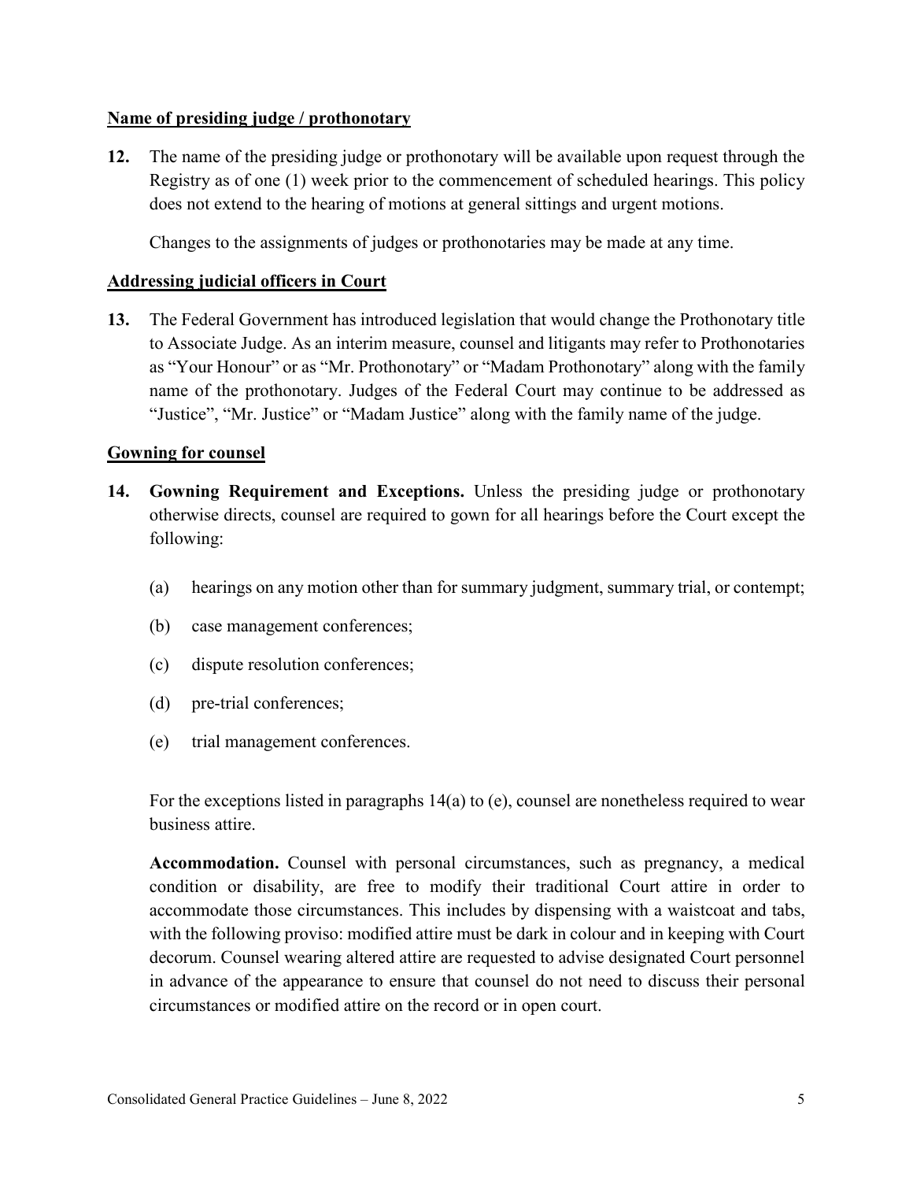## Name of presiding judge / prothonotary

**12.** The name of the presiding judge or prothonotary will be available upon request through the Registry as of one (1) week prior to the commencement of scheduled hearings. This policy does not extend to the hearing of motions at general sittings and urgent motions.

Changes to the assignments of judges or prothonotaries may be made at any time.

## Addressing judicial officers in Court

**13.** The Federal Government has introduced legislation that would change the Prothonotary title to Associate Judge. As an interim measure, counsel and litigants may refer to Prothonotaries as "Your Honour" or as "Mr. Prothonotary" or "Madam Prothonotary" along with the family name of the prothonotary. Judges of the Federal Court may continue to be addressed as "Justice", "Mr. Justice" or "Madam Justice" along with the family name of the judge.

## Gowning for counsel

**14.** **Gowning Requirement and Exceptions.** Unless the presiding judge or prothonotary otherwise directs, counsel are required to gown for all hearings before the Court except the following:

(a) hearings on any motion other than for summary judgment, summary trial, or contempt;

(b) case management conferences;

(c) dispute resolution conferences;

(d) pre-trial conferences;

(e) trial management conferences.

For the exceptions listed in paragraphs 14(a) to (e), counsel are nonetheless required to wear business attire.

**Accommodation.** Counsel with personal circumstances, such as pregnancy, a medical condition or disability, are free to modify their traditional Court attire in order to accommodate those circumstances. This includes by dispensing with a waistcoat and tabs, with the following proviso: modified attire must be dark in colour and in keeping with Court decorum. Counsel wearing altered attire are requested to advise designated Court personnel in advance of the appearance to ensure that counsel do not need to discuss their personal circumstances or modified attire on the record or in open court.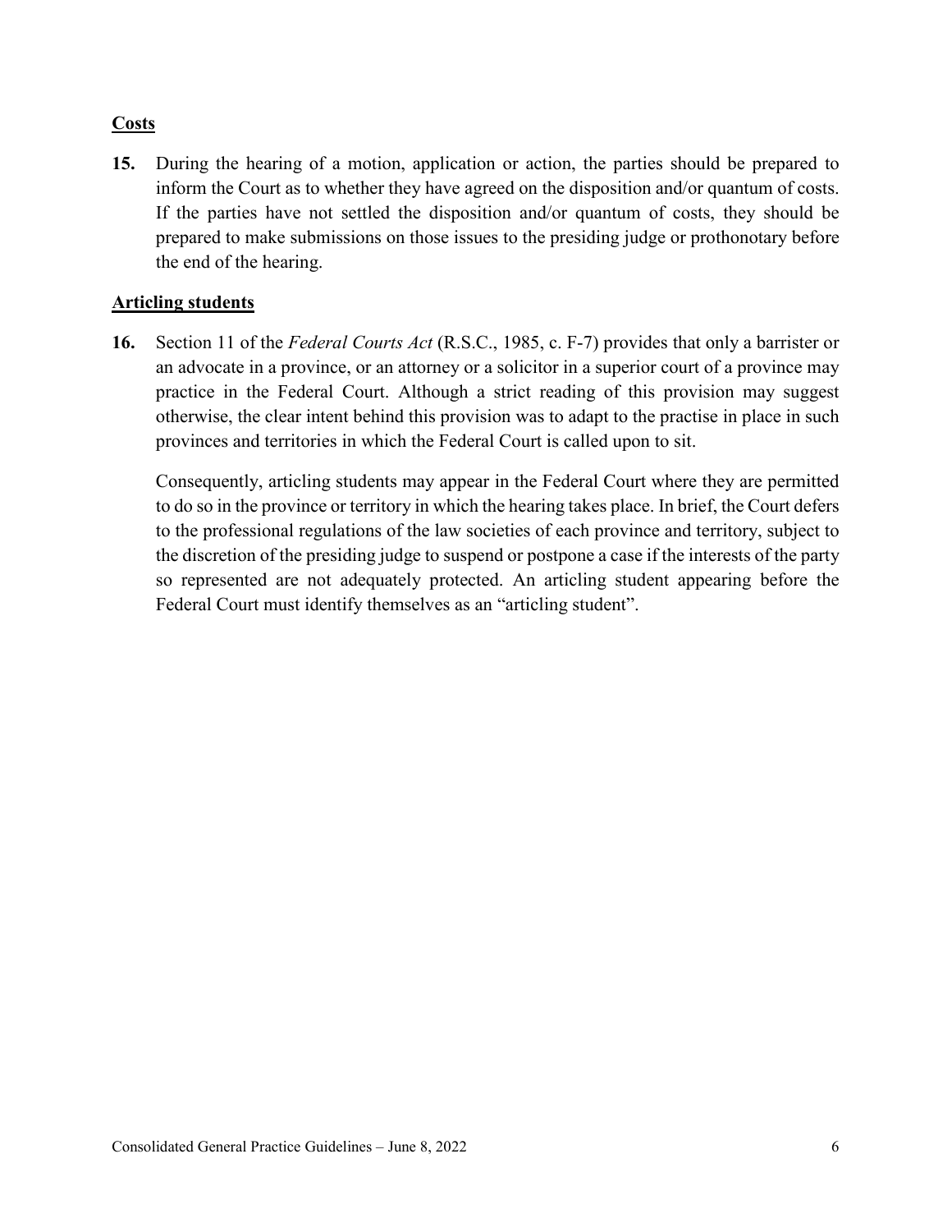## Costs

**15.** During the hearing of a motion, application or action, the parties should be prepared to inform the Court as to whether they have agreed on the disposition and/or quantum of costs. If the parties have not settled the disposition and/or quantum of costs, they should be prepared to make submissions on those issues to the presiding judge or prothonotary before the end of the hearing.

## Articling students

**16.** Section 11 of the *Federal Courts Act* (R.S.C., 1985, c. F-7) provides that only a barrister or an advocate in a province, or an attorney or a solicitor in a superior court of a province may practice in the Federal Court. Although a strict reading of this provision may suggest otherwise, the clear intent behind this provision was to adapt to the practise in place in such provinces and territories in which the Federal Court is called upon to sit.

Consequently, articling students may appear in the Federal Court where they are permitted to do so in the province or territory in which the hearing takes place. In brief, the Court defers to the professional regulations of the law societies of each province and territory, subject to the discretion of the presiding judge to suspend or postpone a case if the interests of the party so represented are not adequately protected. An articling student appearing before the Federal Court must identify themselves as an "articling student".